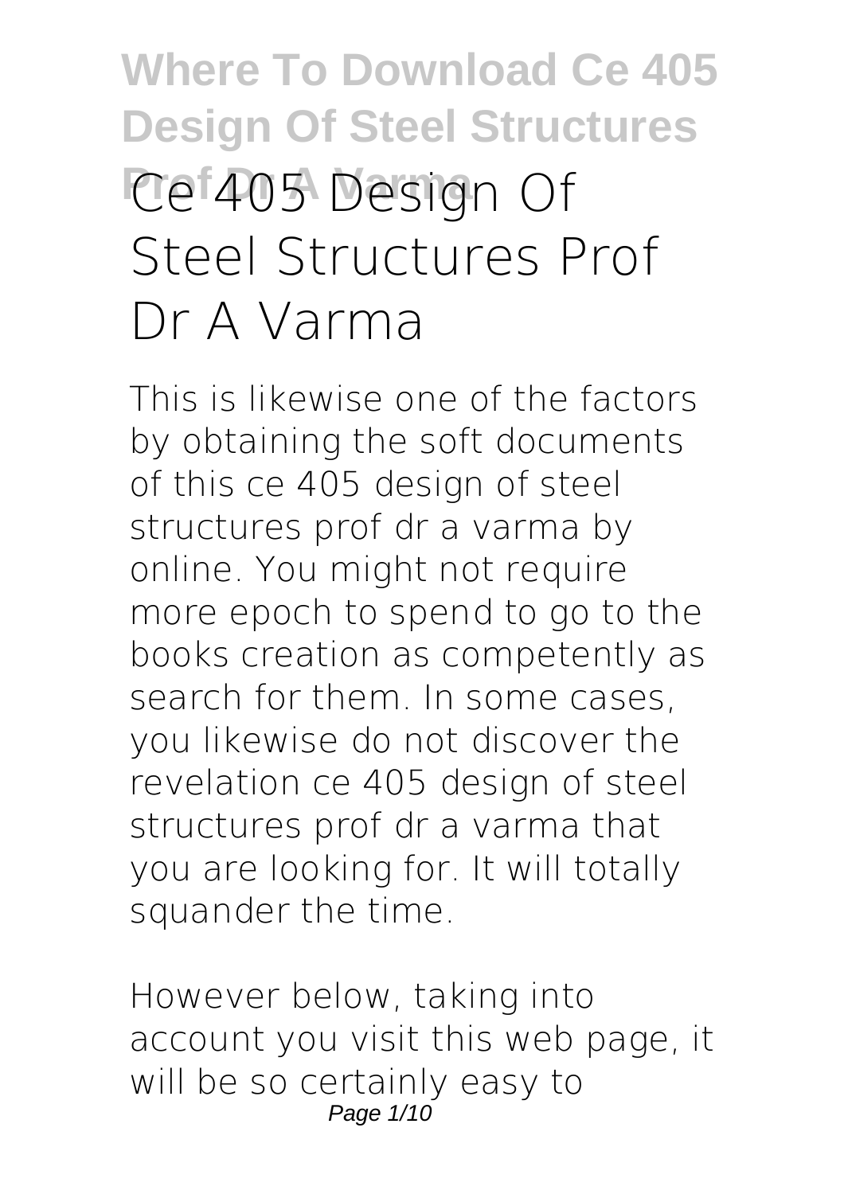# Ce 405 Design Of Steel Structures Prof Dr A Varma

This is likewise one of the factors by obtaining the soft documents of this ce 405 design of steel structures prof dr a varma by online. You might not require more epoch to spend to go to the books creation as competently as search for them. In some cases, you likewise do not discover the revelation ce 405 design of steel structures prof dr a varma that you are looking for. It will totally squander the time.

However below, taking into account you visit this web page, it will be so certainly easy to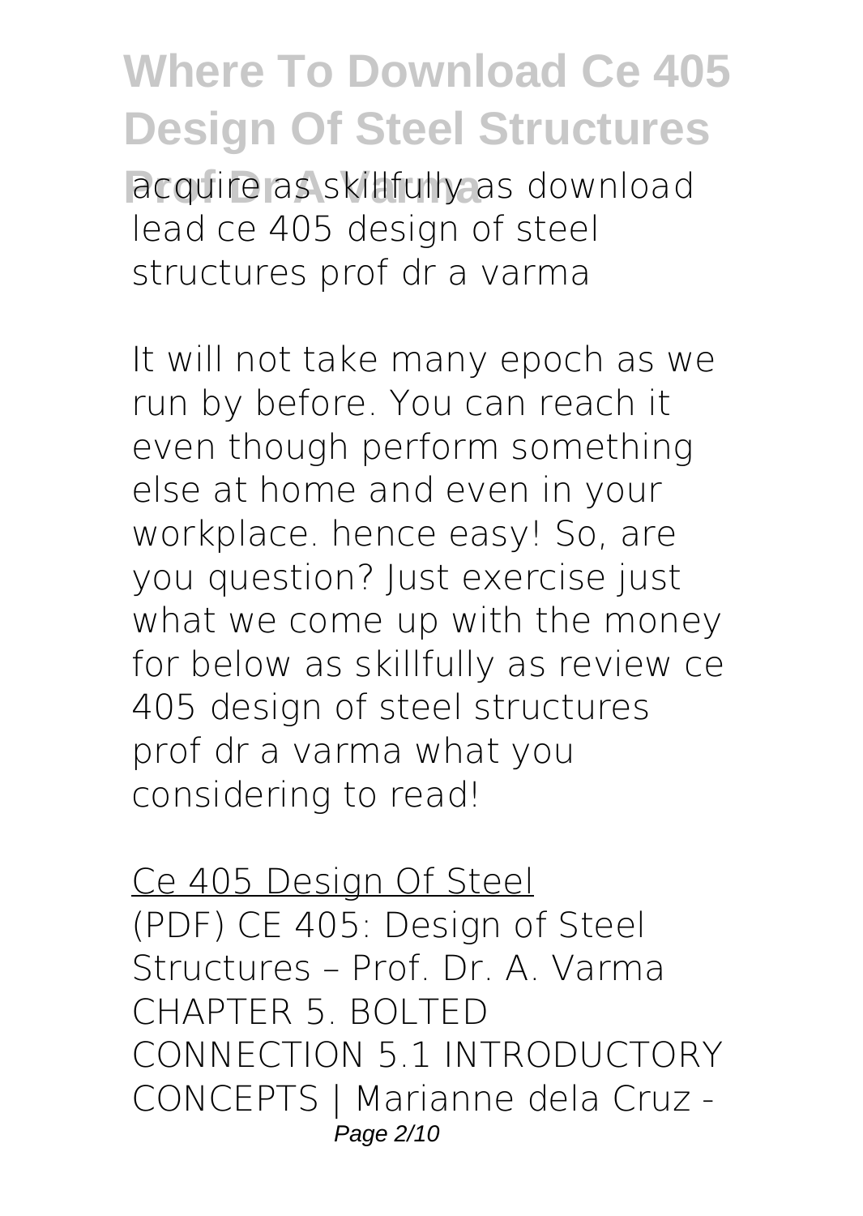acquire as skillfully as download lead ce 405 design of steel structures prof dr a varma

It will not take many epoch as we run by before. You can reach it even though perform something else at home and even in your workplace. hence easy! So, are you question? Just exercise just what we come up with the money for below as skillfully as review ce 405 design of steel structures prof dr a varma what you considering to read!

Ce 405 Design Of Steel

(PDF) CE 405: Design of Steel Structures – Prof. Dr. A. Varma CHAPTER 5. BOLTED CONNECTION 5.1 INTRODUCTORY CONCEPTS | Marianne dela Cruz -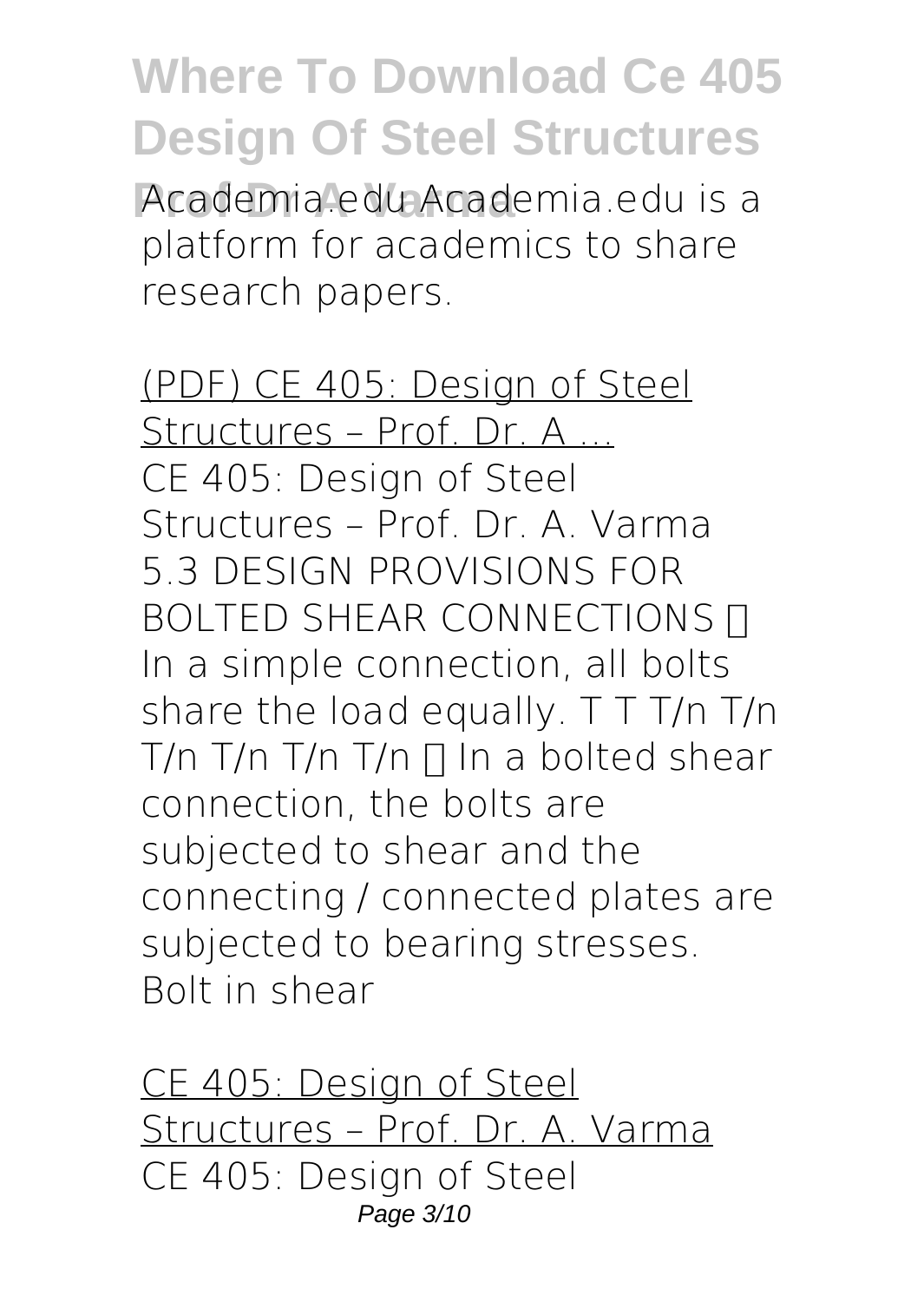Academia.edu Academia.edu is a platform for academics to share research papers.

(PDF) CE 405: Design of Steel Structures – Prof. Dr. A ...
CE 405: Design of Steel Structures – Prof. Dr. A. Varma 5.3 DESIGN PROVISIONS FOR BOLTED SHEAR CONNECTIONS  In a simple connection, all bolts share the load equally. T T T/n T/n T/n T/n T/n T/n  In a bolted shear connection, the bolts are subjected to shear and the connecting / connected plates are subjected to bearing stresses. Bolt in shear

CE 405: Design of Steel Structures – Prof. Dr. A. Varma
CE 405: Design of Steel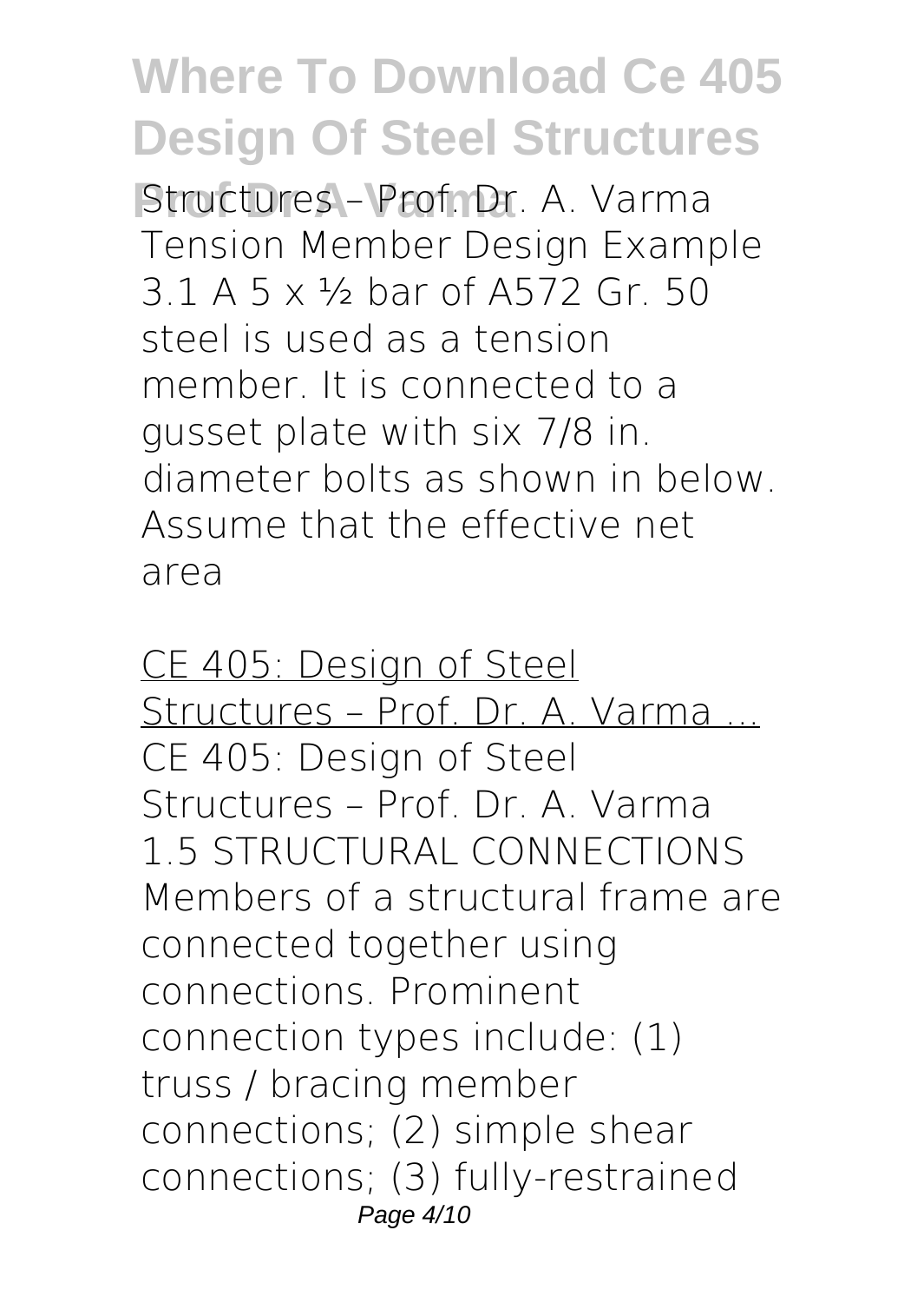Structures – Prof. Dr. A. Varma Tension Member Design Example 3.1 A 5 x ½ bar of A572 Gr. 50 steel is used as a tension member. It is connected to a gusset plate with six 7/8 in. diameter bolts as shown in below. Assume that the effective net area

CE 405: Design of Steel Structures – Prof. Dr. A. Varma ...

CE 405: Design of Steel Structures – Prof. Dr. A. Varma 1.5 STRUCTURAL CONNECTIONS Members of a structural frame are connected together using connections. Prominent connection types include: (1) truss / bracing member connections; (2) simple shear connections; (3) fully-restrained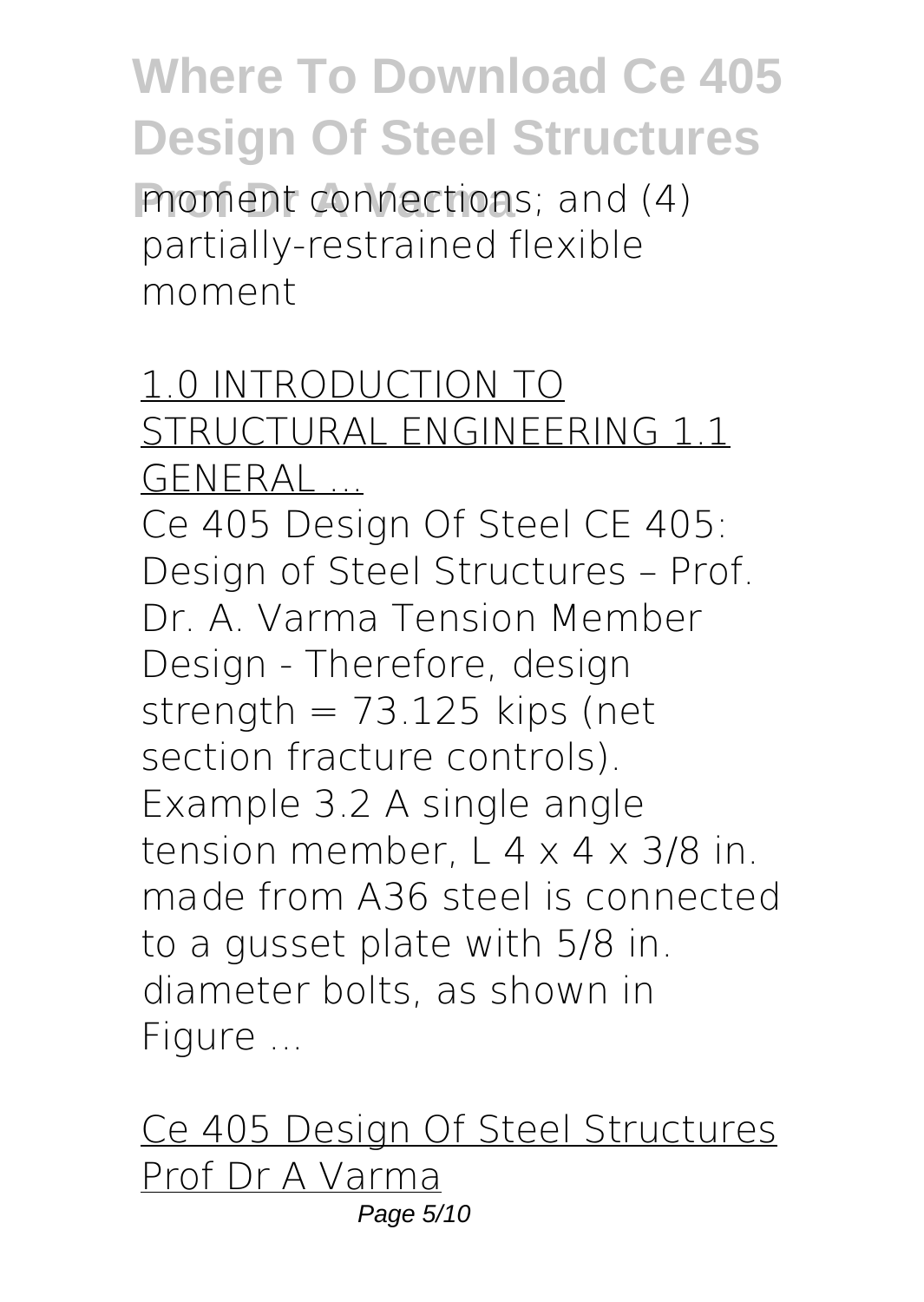moment connections; and (4) partially-restrained flexible moment

## 1.0 INTRODUCTION TO STRUCTURAL ENGINEERING 1.1 GENERAL ...

Ce 405 Design Of Steel CE 405: Design of Steel Structures – Prof. Dr. A. Varma Tension Member Design - Therefore, design strength = 73.125 kips (net section fracture controls). Example 3.2 A single angle tension member, L 4 x 4 x 3/8 in. made from A36 steel is connected to a gusset plate with 5/8 in. diameter bolts, as shown in Figure ...

## Ce 405 Design Of Steel Structures Prof Dr A Varma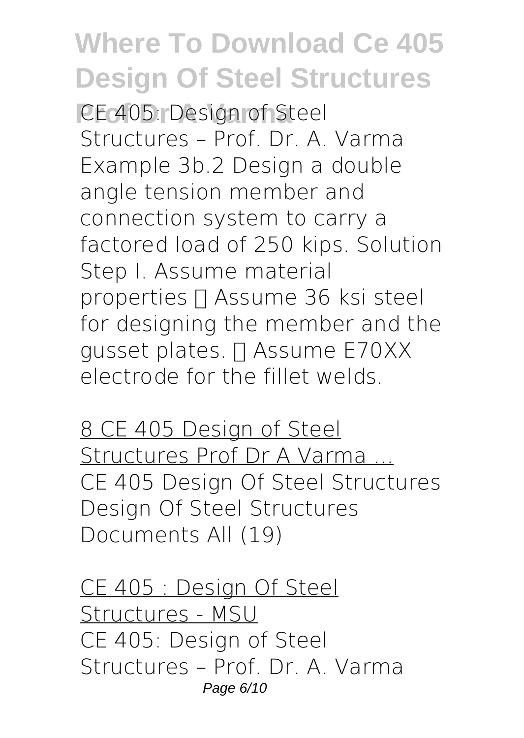CE 405: Design of Steel Structures – Prof. Dr. A. Varma Example 3b.2 Design a double angle tension member and connection system to carry a factored load of 250 kips. Solution Step I. Assume material properties  Assume 36 ksi steel for designing the member and the gusset plates.  Assume E70XX electrode for the fillet welds.

8 CE 405 Design of Steel Structures Prof Dr A Varma ...
CE 405 Design Of Steel Structures Design Of Steel Structures Documents All (19)

CE 405 : Design Of Steel Structures - MSU
CE 405: Design of Steel Structures – Prof. Dr. A. Varma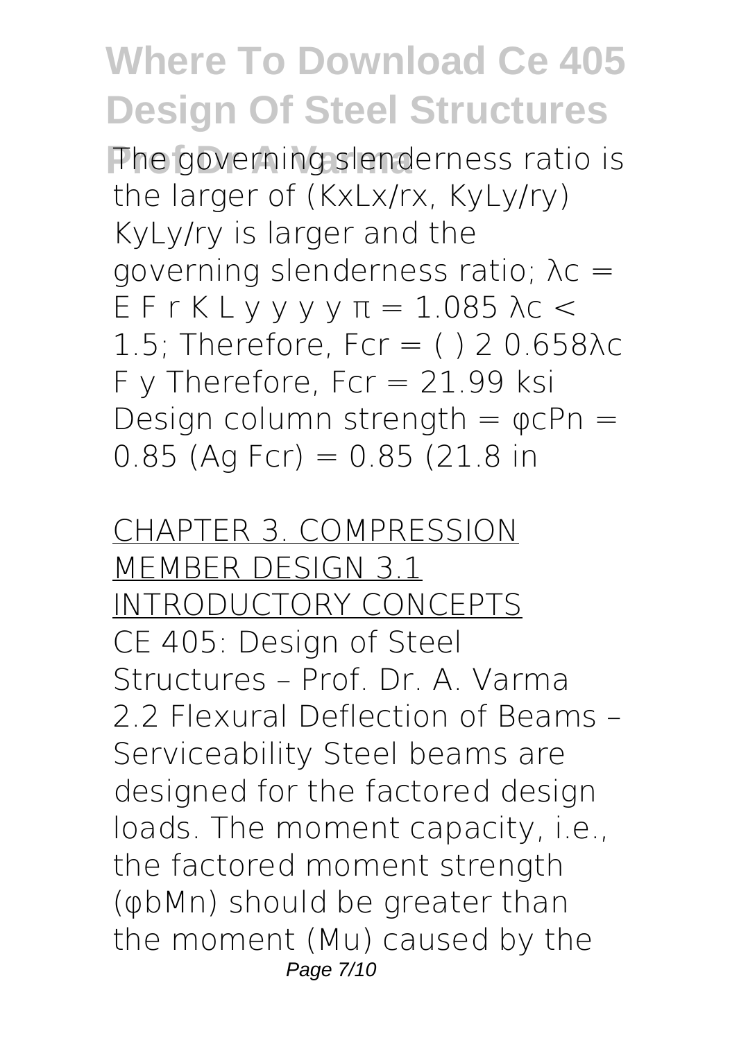# Where To Download Ce 405 Design Of Steel Structures Prof Dr A Varma

The governing slenderness ratio is the larger of ($K_xL_x/r_x$, $K_yL_y/r_y$) $K_yL_y/r_y$ is larger and the governing slenderness ratio; λc = E F r K L y y y y π = 1.085 λc < 1.5; Therefore, Fcr = ( ) 2 0.658λc F y Therefore, Fcr = 21.99 ksi Design column strength = φcPn = 0.85 (Ag Fcr) = 0.85 (21.8 in

CHAPTER 3. COMPRESSION MEMBER DESIGN 3.1 INTRODUCTORY CONCEPTS

CE 405: Design of Steel Structures – Prof. Dr. A. Varma 2.2 Flexural Deflection of Beams – Serviceability Steel beams are designed for the factored design loads. The moment capacity, i.e., the factored moment strength (φbMn) should be greater than the moment (Mu) caused by the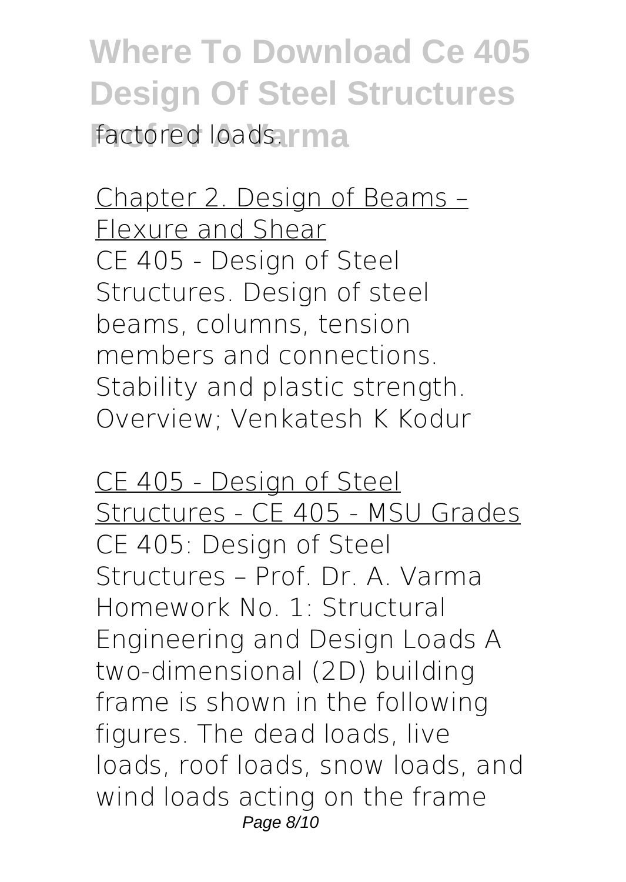factored loads.

Chapter 2. Design of Beams – Flexure and Shear

CE 405 - Design of Steel Structures. Design of steel beams, columns, tension members and connections. Stability and plastic strength. Overview; Venkatesh K Kodur

CE 405 - Design of Steel Structures - CE 405 - MSU Grades

CE 405: Design of Steel Structures – Prof. Dr. A. Varma Homework No. 1: Structural Engineering and Design Loads A two-dimensional (2D) building frame is shown in the following figures. The dead loads, live loads, roof loads, snow loads, and wind loads acting on the frame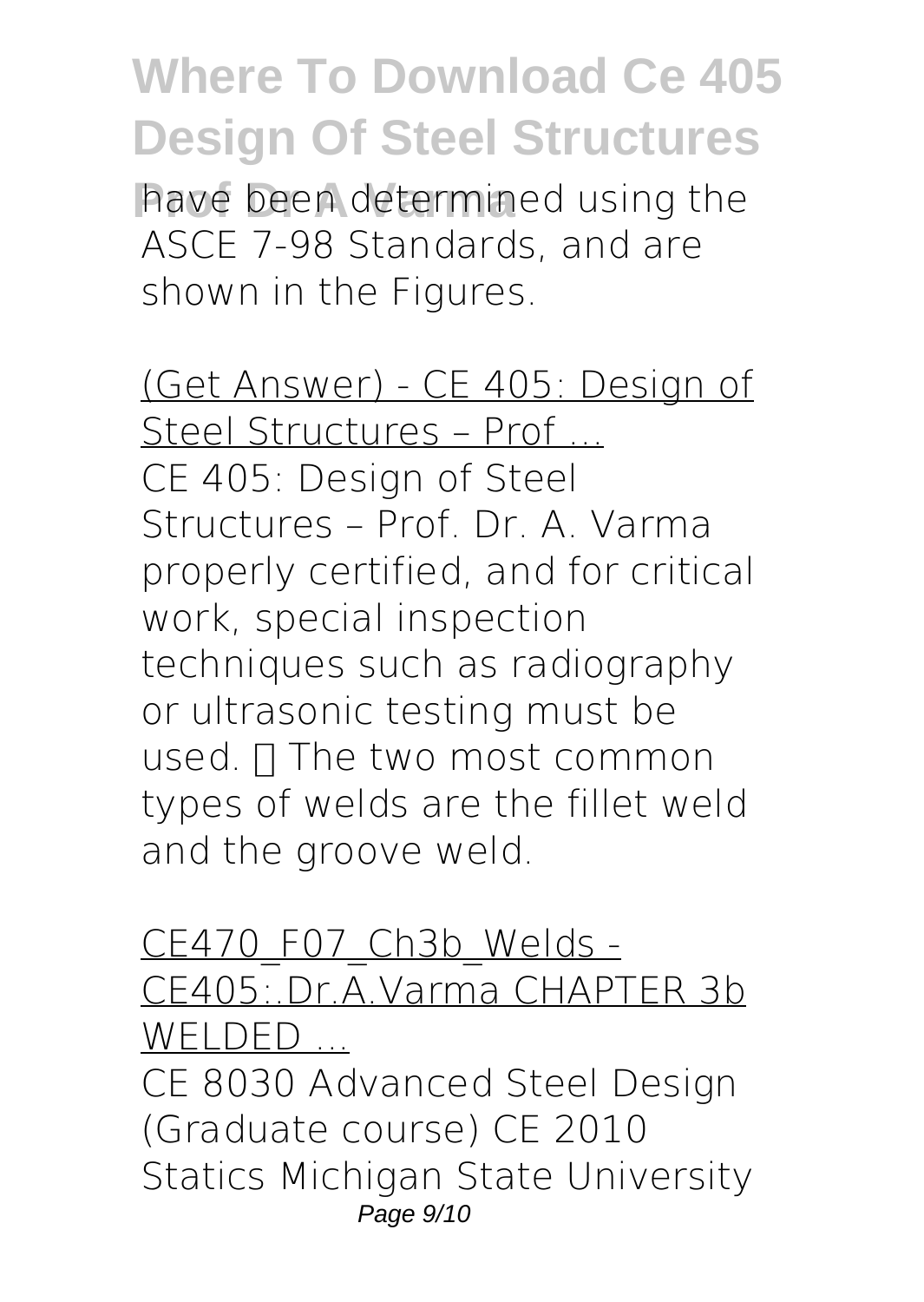have been determined using the ASCE 7-98 Standards, and are shown in the Figures.

(Get Answer) - CE 405: Design of Steel Structures – Prof ...

CE 405: Design of Steel Structures – Prof. Dr. A. Varma properly certified, and for critical work, special inspection techniques such as radiography or ultrasonic testing must be used.  The two most common types of welds are the fillet weld and the groove weld.

CE470_F07_Ch3b_Welds - CE405:.Dr.A.Varma CHAPTER 3b WELDED ...

CE 8030 Advanced Steel Design (Graduate course) CE 2010 Statics Michigan State University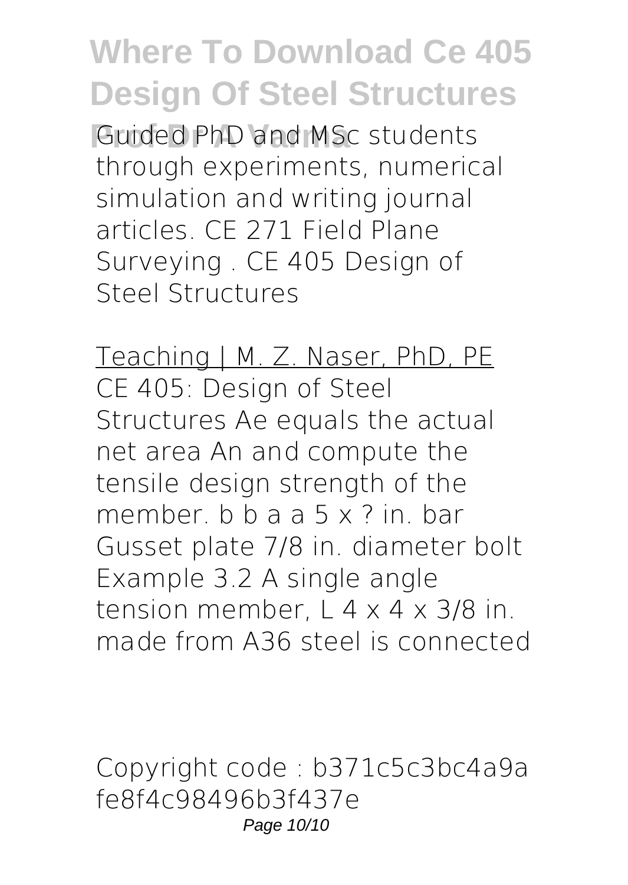Guided PhD and MSc students through experiments, numerical simulation and writing journal articles. CE 271 Field Plane Surveying . CE 405 Design of Steel Structures

Teaching | M. Z. Naser, PhD, PE

CE 405: Design of Steel Structures Ae equals the actual net area An and compute the tensile design strength of the member. b b a a 5 x ? in. bar Gusset plate 7/8 in. diameter bolt Example 3.2 A single angle tension member, L 4 x 4 x 3/8 in. made from A36 steel is connected

Copyright code : b371c5c3bc4a9afe8f4c98496b3f437e